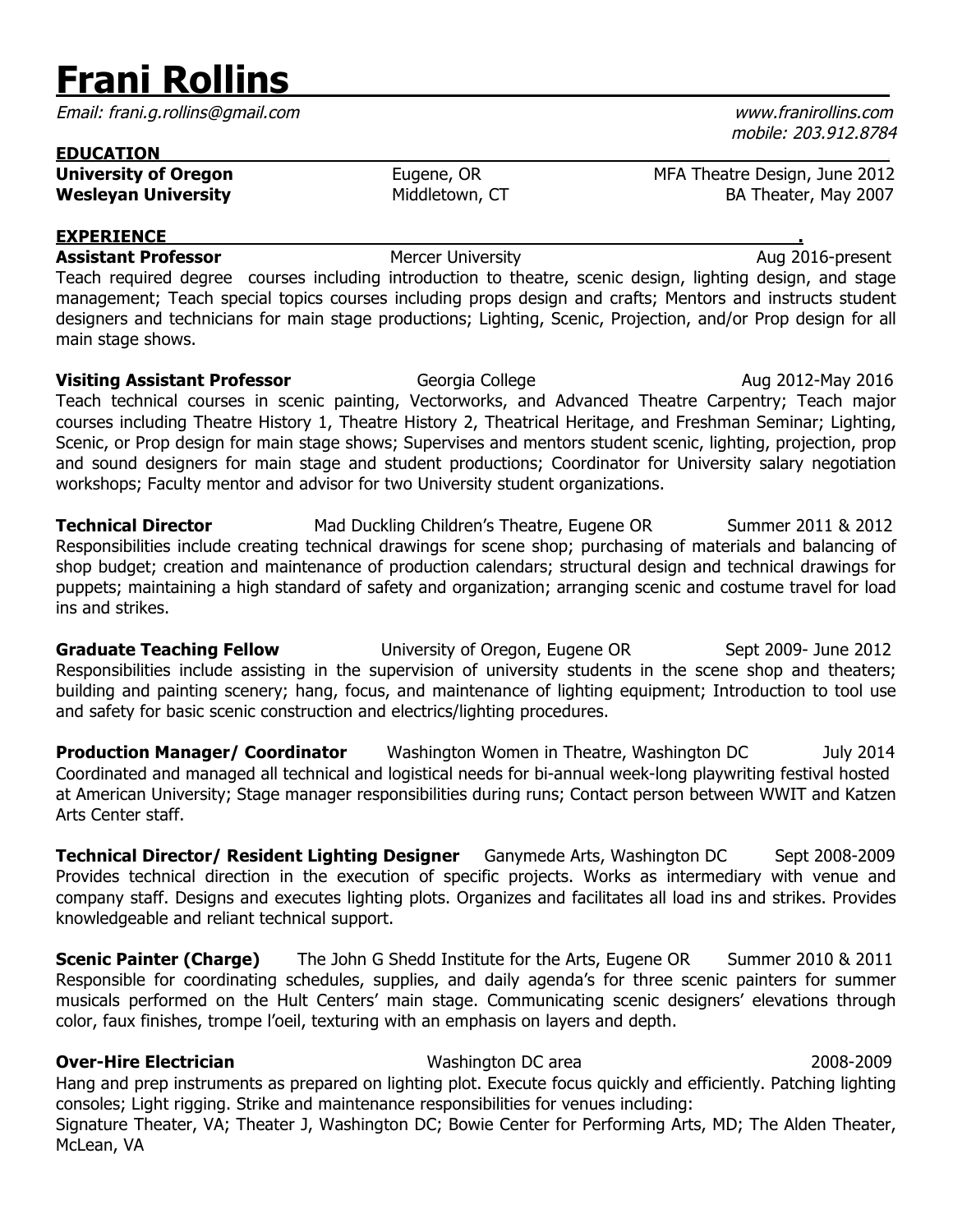# Frani Rollins

*Email: frani.g.rollins@gmail.com* *www.franirollins.com*
*mobile: 203.912.8784*

## EDUCATION

**University of Oregon** Eugene, OR MFA Theatre Design, June 2012
**Wesleyan University** Middletown, CT BA Theater, May 2007

## EXPERIENCE

**Assistant Professor** Mercer University Aug 2016-present
Teach required degree courses including introduction to theatre, scenic design, lighting design, and stage management; Teach special topics courses including props design and crafts; Mentors and instructs student designers and technicians for main stage productions; Lighting, Scenic, Projection, and/or Prop design for all main stage shows.

**Visiting Assistant Professor** Georgia College Aug 2012-May 2016
Teach technical courses in scenic painting, Vectorworks, and Advanced Theatre Carpentry; Teach major courses including Theatre History 1, Theatre History 2, Theatrical Heritage, and Freshman Seminar; Lighting, Scenic, or Prop design for main stage shows; Supervises and mentors student scenic, lighting, projection, prop and sound designers for main stage and student productions; Coordinator for University salary negotiation workshops; Faculty mentor and advisor for two University student organizations.

**Technical Director** Mad Duckling Children's Theatre, Eugene OR Summer 2011 & 2012
Responsibilities include creating technical drawings for scene shop; purchasing of materials and balancing of shop budget; creation and maintenance of production calendars; structural design and technical drawings for puppets; maintaining a high standard of safety and organization; arranging scenic and costume travel for load ins and strikes.

**Graduate Teaching Fellow** University of Oregon, Eugene OR Sept 2009- June 2012
Responsibilities include assisting in the supervision of university students in the scene shop and theaters; building and painting scenery; hang, focus, and maintenance of lighting equipment; Introduction to tool use and safety for basic scenic construction and electrics/lighting procedures.

**Production Manager/ Coordinator** Washington Women in Theatre, Washington DC July 2014
Coordinated and managed all technical and logistical needs for bi-annual week-long playwriting festival hosted at American University; Stage manager responsibilities during runs; Contact person between WWIT and Katzen Arts Center staff.

**Technical Director/ Resident Lighting Designer** Ganymede Arts, Washington DC Sept 2008-2009
Provides technical direction in the execution of specific projects. Works as intermediary with venue and company staff. Designs and executes lighting plots. Organizes and facilitates all load ins and strikes. Provides knowledgeable and reliant technical support.

**Scenic Painter (Charge)** The John G Shedd Institute for the Arts, Eugene OR Summer 2010 & 2011
Responsible for coordinating schedules, supplies, and daily agenda's for three scenic painters for summer musicals performed on the Hult Centers' main stage. Communicating scenic designers' elevations through color, faux finishes, trompe l'oeil, texturing with an emphasis on layers and depth.

**Over-Hire Electrician** Washington DC area 2008-2009
Hang and prep instruments as prepared on lighting plot. Execute focus quickly and efficiently. Patching lighting consoles; Light rigging. Strike and maintenance responsibilities for venues including:
Signature Theater, VA; Theater J, Washington DC; Bowie Center for Performing Arts, MD; The Alden Theater, McLean, VA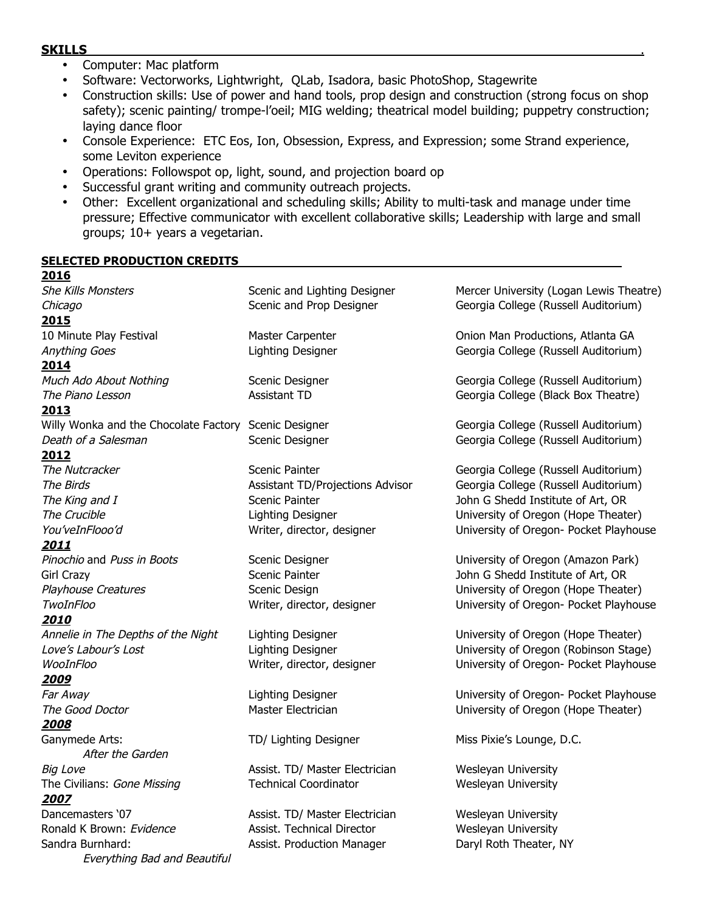## SKILLS

- Computer: Mac platform
- Software: Vectorworks, Lightwright, QLab, Isadora, basic PhotoShop, Stagewrite
- Construction skills: Use of power and hand tools, prop design and construction (strong focus on shop safety); scenic painting/ trompe-l'oeil; MIG welding; theatrical model building; puppetry construction; laying dance floor
- Console Experience: ETC Eos, Ion, Obsession, Express, and Expression; some Strand experience, some Leviton experience
- Operations: Followspot op, light, sound, and projection board op
- Successful grant writing and community outreach projects.
- Other: Excellent organizational and scheduling skills; Ability to multi-task and manage under time pressure; Effective communicator with excellent collaborative skills; Leadership with large and small groups; 10+ years a vegetarian.

## SELECTED PRODUCTION CREDITS

| | | |
|---|---|---|
| **2016** | | |
| *She Kills Monsters* | Scenic and Lighting Designer | Mercer University (Logan Lewis Theatre) |
| *Chicago* | Scenic and Prop Designer | Georgia College (Russell Auditorium) |
| **2015** | | |
| 10 Minute Play Festival | Master Carpenter | Onion Man Productions, Atlanta GA |
| *Anything Goes* | Lighting Designer | Georgia College (Russell Auditorium) |
| **2014** | | |
| *Much Ado About Nothing* | Scenic Designer | Georgia College (Russell Auditorium) |
| *The Piano Lesson* | Assistant TD | Georgia College (Black Box Theatre) |
| **2013** | | |
| Willy Wonka and the Chocolate Factory | Scenic Designer | Georgia College (Russell Auditorium) |
| *Death of a Salesman* | Scenic Designer | Georgia College (Russell Auditorium) |
| **2012** | | |
| *The Nutcracker* | Scenic Painter | Georgia College (Russell Auditorium) |
| *The Birds* | Assistant TD/Projections Advisor | Georgia College (Russell Auditorium) |
| *The King and I* | Scenic Painter | John G Shedd Institute of Art, OR |
| *The Crucible* | Lighting Designer | University of Oregon (Hope Theater) |
| *You'veInFlooo'd* | Writer, director, designer | University of Oregon- Pocket Playhouse |
| ***2011*** | | |
| *Pinochio* and *Puss in Boots* | Scenic Designer | University of Oregon (Amazon Park) |
| Girl Crazy | Scenic Painter | John G Shedd Institute of Art, OR |
| *Playhouse Creatures* | Scenic Design | University of Oregon (Hope Theater) |
| *TwoInFloo* | Writer, director, designer | University of Oregon- Pocket Playhouse |
| ***2010*** | | |
| *Annelie in The Depths of the Night* | Lighting Designer | University of Oregon (Hope Theater) |
| *Love's Labour's Lost* | Lighting Designer | University of Oregon (Robinson Stage) |
| *WooInFloo* | Writer, director, designer | University of Oregon- Pocket Playhouse |
| ***2009*** | | |
| *Far Away* | Lighting Designer | University of Oregon- Pocket Playhouse |
| *The Good Doctor* | Master Electrician | University of Oregon (Hope Theater) |
| ***2008*** | | |
| Ganymede Arts: *After the Garden* | TD/ Lighting Designer | Miss Pixie's Lounge, D.C. |
| *Big Love* | Assist. TD/ Master Electrician | Wesleyan University |
| The Civilians: *Gone Missing* | Technical Coordinator | Wesleyan University |
| ***2007*** | | |
| Dancemasters '07 | Assist. TD/ Master Electrician | Wesleyan University |
| Ronald K Brown: *Evidence* | Assist. Technical Director | Wesleyan University |
| Sandra Burnhard: *Everything Bad and Beautiful* | Assist. Production Manager | Daryl Roth Theater, NY |